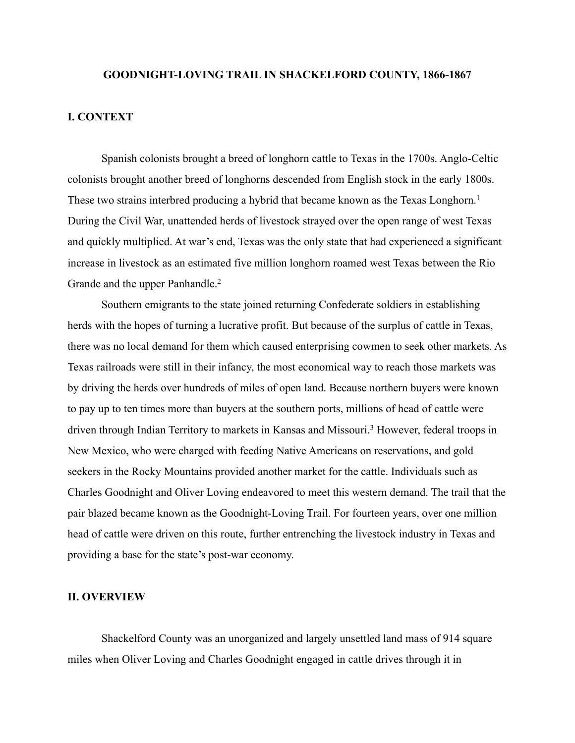# GOODNIGHT-LOVING TRAIL IN SHACKELFORD COUNTY, 1866-1867

## I. CONTEXT

Spanish colonists brought a breed of longhorn cattle to Texas in the 1700s. Anglo-Celtic colonists brought another breed of longhorns descended from English stock in the early 1800s. These two strains interbred producing a hybrid that became known as the Texas Longhorn.[1] During the Civil War, unattended herds of livestock strayed over the open range of west Texas and quickly multiplied. At war's end, Texas was the only state that had experienced a significant increase in livestock as an estimated five million longhorn roamed west Texas between the Rio Grande and the upper Panhandle.[2]

Southern emigrants to the state joined returning Confederate soldiers in establishing herds with the hopes of turning a lucrative profit. But because of the surplus of cattle in Texas, there was no local demand for them which caused enterprising cowmen to seek other markets. As Texas railroads were still in their infancy, the most economical way to reach those markets was by driving the herds over hundreds of miles of open land. Because northern buyers were known to pay up to ten times more than buyers at the southern ports, millions of head of cattle were driven through Indian Territory to markets in Kansas and Missouri.[3] However, federal troops in New Mexico, who were charged with feeding Native Americans on reservations, and gold seekers in the Rocky Mountains provided another market for the cattle. Individuals such as Charles Goodnight and Oliver Loving endeavored to meet this western demand. The trail that the pair blazed became known as the Goodnight-Loving Trail. For fourteen years, over one million head of cattle were driven on this route, further entrenching the livestock industry in Texas and providing a base for the state's post-war economy.

## II. OVERVIEW

Shackelford County was an unorganized and largely unsettled land mass of 914 square miles when Oliver Loving and Charles Goodnight engaged in cattle drives through it in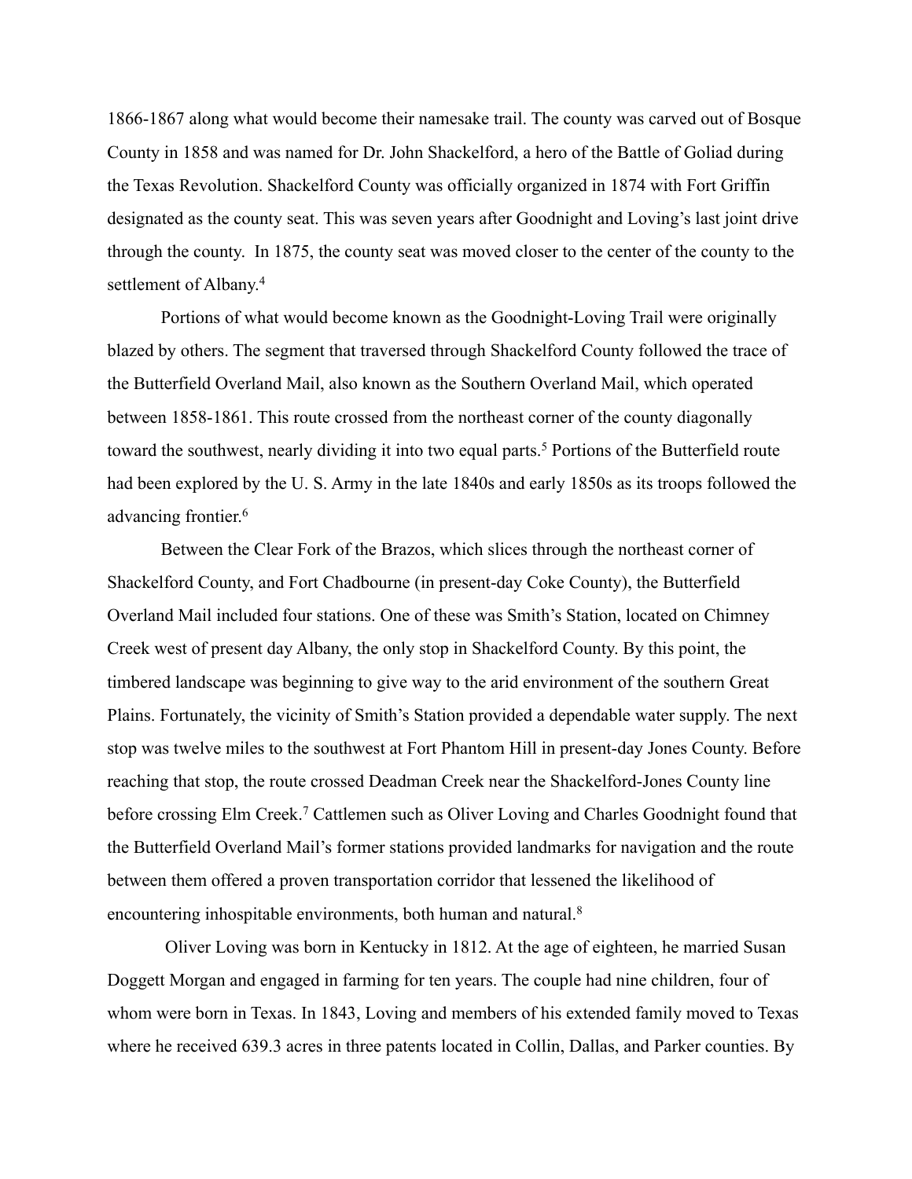1866-1867 along what would become their namesake trail. The county was carved out of Bosque County in 1858 and was named for Dr. John Shackelford, a hero of the Battle of Goliad during the Texas Revolution. Shackelford County was officially organized in 1874 with Fort Griffin designated as the county seat. This was seven years after Goodnight and Loving's last joint drive through the county. In 1875, the county seat was moved closer to the center of the county to the settlement of Albany.[4]

Portions of what would become known as the Goodnight-Loving Trail were originally blazed by others. The segment that traversed through Shackelford County followed the trace of the Butterfield Overland Mail, also known as the Southern Overland Mail, which operated between 1858-1861. This route crossed from the northeast corner of the county diagonally toward the southwest, nearly dividing it into two equal parts.[5] Portions of the Butterfield route had been explored by the U. S. Army in the late 1840s and early 1850s as its troops followed the advancing frontier.[6]

Between the Clear Fork of the Brazos, which slices through the northeast corner of Shackelford County, and Fort Chadbourne (in present-day Coke County), the Butterfield Overland Mail included four stations. One of these was Smith's Station, located on Chimney Creek west of present day Albany, the only stop in Shackelford County. By this point, the timbered landscape was beginning to give way to the arid environment of the southern Great Plains. Fortunately, the vicinity of Smith's Station provided a dependable water supply. The next stop was twelve miles to the southwest at Fort Phantom Hill in present-day Jones County. Before reaching that stop, the route crossed Deadman Creek near the Shackelford-Jones County line before crossing Elm Creek.[7] Cattlemen such as Oliver Loving and Charles Goodnight found that the Butterfield Overland Mail's former stations provided landmarks for navigation and the route between them offered a proven transportation corridor that lessened the likelihood of encountering inhospitable environments, both human and natural.[8]

Oliver Loving was born in Kentucky in 1812. At the age of eighteen, he married Susan Doggett Morgan and engaged in farming for ten years. The couple had nine children, four of whom were born in Texas. In 1843, Loving and members of his extended family moved to Texas where he received 639.3 acres in three patents located in Collin, Dallas, and Parker counties. By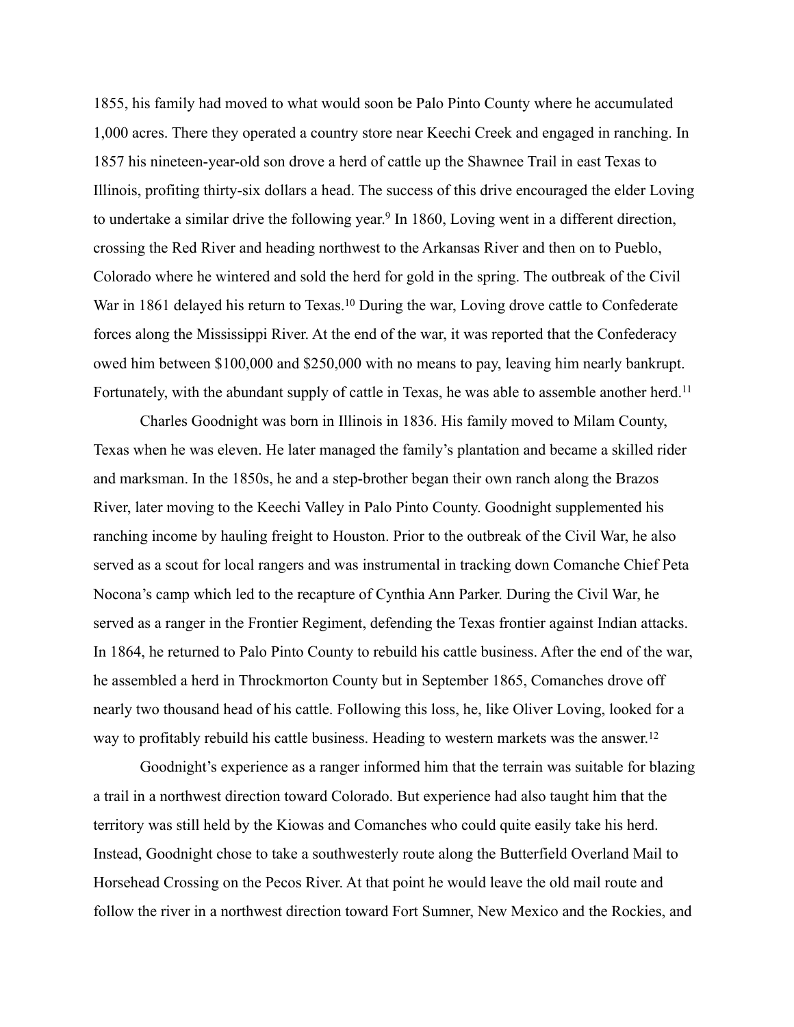1855, his family had moved to what would soon be Palo Pinto County where he accumulated 1,000 acres. There they operated a country store near Keechi Creek and engaged in ranching. In 1857 his nineteen-year-old son drove a herd of cattle up the Shawnee Trail in east Texas to Illinois, profiting thirty-six dollars a head. The success of this drive encouraged the elder Loving to undertake a similar drive the following year.[9] In 1860, Loving went in a different direction, crossing the Red River and heading northwest to the Arkansas River and then on to Pueblo, Colorado where he wintered and sold the herd for gold in the spring. The outbreak of the Civil War in 1861 delayed his return to Texas.[10] During the war, Loving drove cattle to Confederate forces along the Mississippi River. At the end of the war, it was reported that the Confederacy owed him between $100,000 and $250,000 with no means to pay, leaving him nearly bankrupt. Fortunately, with the abundant supply of cattle in Texas, he was able to assemble another herd.[11]

Charles Goodnight was born in Illinois in 1836. His family moved to Milam County, Texas when he was eleven. He later managed the family's plantation and became a skilled rider and marksman. In the 1850s, he and a step-brother began their own ranch along the Brazos River, later moving to the Keechi Valley in Palo Pinto County. Goodnight supplemented his ranching income by hauling freight to Houston. Prior to the outbreak of the Civil War, he also served as a scout for local rangers and was instrumental in tracking down Comanche Chief Peta Nocona's camp which led to the recapture of Cynthia Ann Parker. During the Civil War, he served as a ranger in the Frontier Regiment, defending the Texas frontier against Indian attacks. In 1864, he returned to Palo Pinto County to rebuild his cattle business. After the end of the war, he assembled a herd in Throckmorton County but in September 1865, Comanches drove off nearly two thousand head of his cattle. Following this loss, he, like Oliver Loving, looked for a way to profitably rebuild his cattle business. Heading to western markets was the answer.[12]

Goodnight's experience as a ranger informed him that the terrain was suitable for blazing a trail in a northwest direction toward Colorado. But experience had also taught him that the territory was still held by the Kiowas and Comanches who could quite easily take his herd. Instead, Goodnight chose to take a southwesterly route along the Butterfield Overland Mail to Horsehead Crossing on the Pecos River. At that point he would leave the old mail route and follow the river in a northwest direction toward Fort Sumner, New Mexico and the Rockies, and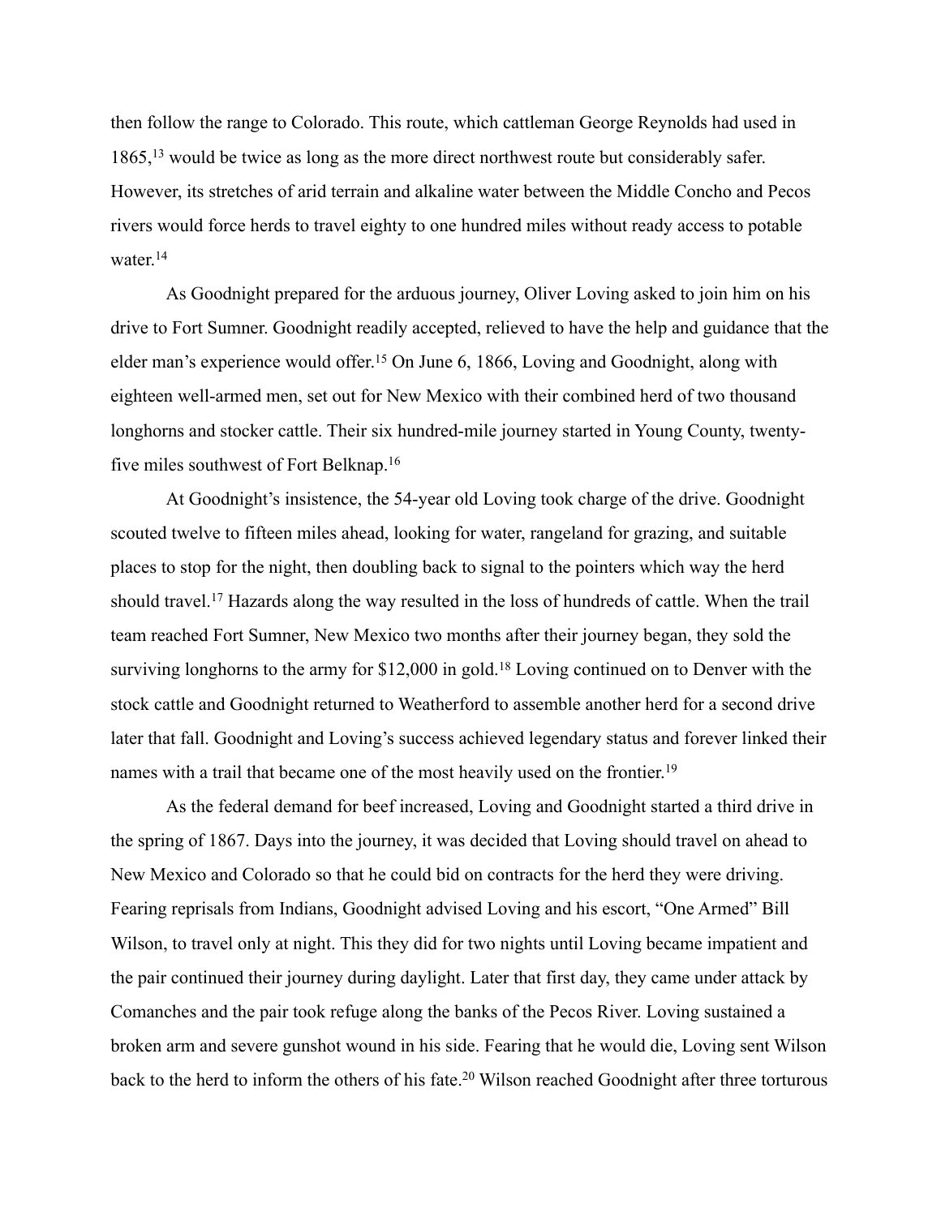then follow the range to Colorado. This route, which cattleman George Reynolds had used in 1865,[13] would be twice as long as the more direct northwest route but considerably safer. However, its stretches of arid terrain and alkaline water between the Middle Concho and Pecos rivers would force herds to travel eighty to one hundred miles without ready access to potable water.[14]

As Goodnight prepared for the arduous journey, Oliver Loving asked to join him on his drive to Fort Sumner. Goodnight readily accepted, relieved to have the help and guidance that the elder man's experience would offer.[15] On June 6, 1866, Loving and Goodnight, along with eighteen well-armed men, set out for New Mexico with their combined herd of two thousand longhorns and stocker cattle. Their six hundred-mile journey started in Young County, twenty-five miles southwest of Fort Belknap.[16]

At Goodnight's insistence, the 54-year old Loving took charge of the drive. Goodnight scouted twelve to fifteen miles ahead, looking for water, rangeland for grazing, and suitable places to stop for the night, then doubling back to signal to the pointers which way the herd should travel.[17] Hazards along the way resulted in the loss of hundreds of cattle. When the trail team reached Fort Sumner, New Mexico two months after their journey began, they sold the surviving longhorns to the army for $12,000 in gold.[18] Loving continued on to Denver with the stock cattle and Goodnight returned to Weatherford to assemble another herd for a second drive later that fall. Goodnight and Loving's success achieved legendary status and forever linked their names with a trail that became one of the most heavily used on the frontier.[19]

As the federal demand for beef increased, Loving and Goodnight started a third drive in the spring of 1867. Days into the journey, it was decided that Loving should travel on ahead to New Mexico and Colorado so that he could bid on contracts for the herd they were driving. Fearing reprisals from Indians, Goodnight advised Loving and his escort, "One Armed" Bill Wilson, to travel only at night. This they did for two nights until Loving became impatient and the pair continued their journey during daylight. Later that first day, they came under attack by Comanches and the pair took refuge along the banks of the Pecos River. Loving sustained a broken arm and severe gunshot wound in his side. Fearing that he would die, Loving sent Wilson back to the herd to inform the others of his fate.[20] Wilson reached Goodnight after three torturous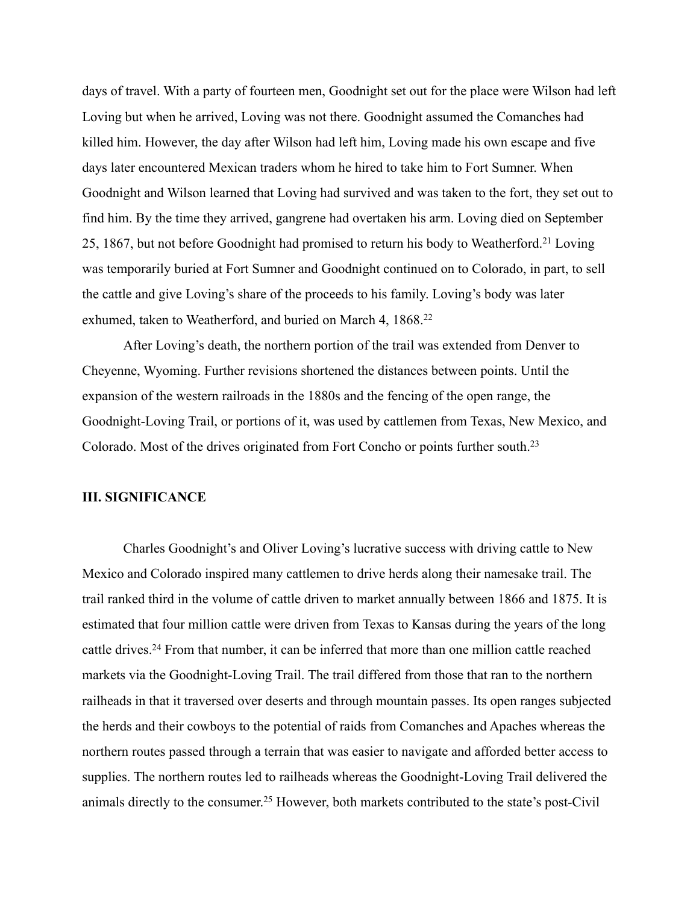days of travel. With a party of fourteen men, Goodnight set out for the place were Wilson had left Loving but when he arrived, Loving was not there. Goodnight assumed the Comanches had killed him. However, the day after Wilson had left him, Loving made his own escape and five days later encountered Mexican traders whom he hired to take him to Fort Sumner. When Goodnight and Wilson learned that Loving had survived and was taken to the fort, they set out to find him. By the time they arrived, gangrene had overtaken his arm. Loving died on September 25, 1867, but not before Goodnight had promised to return his body to Weatherford.[21] Loving was temporarily buried at Fort Sumner and Goodnight continued on to Colorado, in part, to sell the cattle and give Loving's share of the proceeds to his family. Loving's body was later exhumed, taken to Weatherford, and buried on March 4, 1868.[22]

After Loving's death, the northern portion of the trail was extended from Denver to Cheyenne, Wyoming. Further revisions shortened the distances between points. Until the expansion of the western railroads in the 1880s and the fencing of the open range, the Goodnight-Loving Trail, or portions of it, was used by cattlemen from Texas, New Mexico, and Colorado. Most of the drives originated from Fort Concho or points further south.[23]

## III. SIGNIFICANCE

Charles Goodnight's and Oliver Loving's lucrative success with driving cattle to New Mexico and Colorado inspired many cattlemen to drive herds along their namesake trail. The trail ranked third in the volume of cattle driven to market annually between 1866 and 1875. It is estimated that four million cattle were driven from Texas to Kansas during the years of the long cattle drives.[24] From that number, it can be inferred that more than one million cattle reached markets via the Goodnight-Loving Trail. The trail differed from those that ran to the northern railheads in that it traversed over deserts and through mountain passes. Its open ranges subjected the herds and their cowboys to the potential of raids from Comanches and Apaches whereas the northern routes passed through a terrain that was easier to navigate and afforded better access to supplies. The northern routes led to railheads whereas the Goodnight-Loving Trail delivered the animals directly to the consumer.[25] However, both markets contributed to the state's post-Civil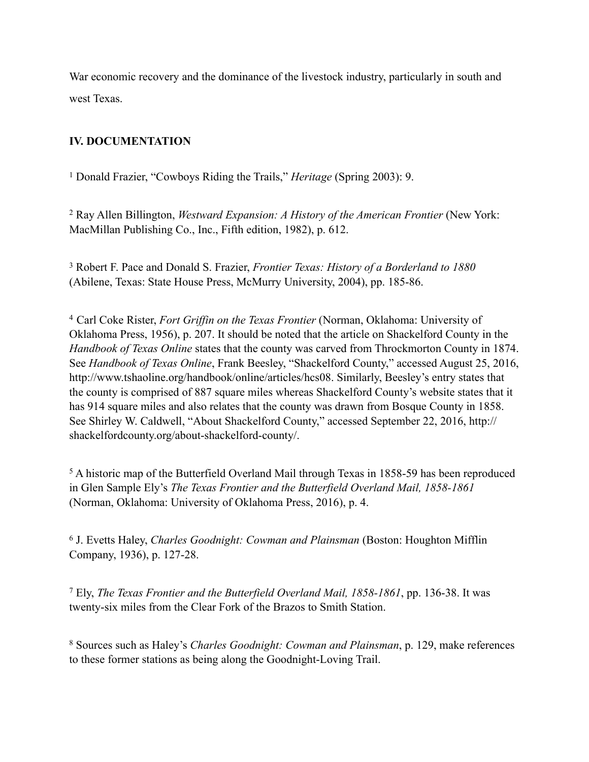War economic recovery and the dominance of the livestock industry, particularly in south and west Texas.

## IV. DOCUMENTATION

[1] Donald Frazier, "Cowboys Riding the Trails," *Heritage* (Spring 2003): 9.

[2] Ray Allen Billington, *Westward Expansion: A History of the American Frontier* (New York: MacMillan Publishing Co., Inc., Fifth edition, 1982), p. 612.

[3] Robert F. Pace and Donald S. Frazier, *Frontier Texas: History of a Borderland to 1880* (Abilene, Texas: State House Press, McMurry University, 2004), pp. 185-86.

[4] Carl Coke Rister, *Fort Griffin on the Texas Frontier* (Norman, Oklahoma: University of Oklahoma Press, 1956), p. 207. It should be noted that the article on Shackelford County in the *Handbook of Texas Online* states that the county was carved from Throckmorton County in 1874. See *Handbook of Texas Online*, Frank Beesley, "Shackelford County," accessed August 25, 2016, http://www.tshaoline.org/handbook/online/articles/hcs08. Similarly, Beesley's entry states that the county is comprised of 887 square miles whereas Shackelford County's website states that it has 914 square miles and also relates that the county was drawn from Bosque County in 1858. See Shirley W. Caldwell, "About Shackelford County," accessed September 22, 2016, http://shackelfordcounty.org/about-shackelford-county/.

[5] A historic map of the Butterfield Overland Mail through Texas in 1858-59 has been reproduced in Glen Sample Ely's *The Texas Frontier and the Butterfield Overland Mail, 1858-1861* (Norman, Oklahoma: University of Oklahoma Press, 2016), p. 4.

[6] J. Evetts Haley, *Charles Goodnight: Cowman and Plainsman* (Boston: Houghton Mifflin Company, 1936), p. 127-28.

[7] Ely, *The Texas Frontier and the Butterfield Overland Mail, 1858-1861*, pp. 136-38. It was twenty-six miles from the Clear Fork of the Brazos to Smith Station.

[8] Sources such as Haley's *Charles Goodnight: Cowman and Plainsman*, p. 129, make references to these former stations as being along the Goodnight-Loving Trail.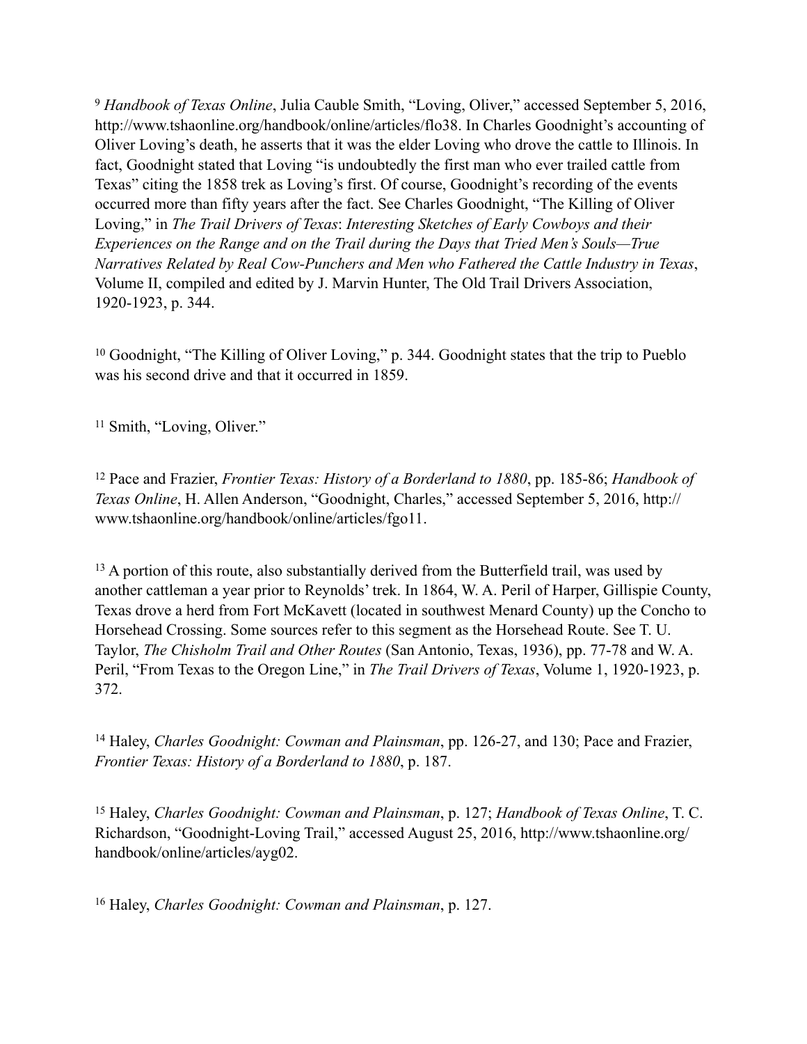[9] *Handbook of Texas Online*, Julia Cauble Smith, "Loving, Oliver," accessed September 5, 2016, http://www.tshaonline.org/handbook/online/articles/flo38. In Charles Goodnight's accounting of Oliver Loving's death, he asserts that it was the elder Loving who drove the cattle to Illinois. In fact, Goodnight stated that Loving "is undoubtedly the first man who ever trailed cattle from Texas" citing the 1858 trek as Loving's first. Of course, Goodnight's recording of the events occurred more than fifty years after the fact. See Charles Goodnight, "The Killing of Oliver Loving," in *The Trail Drivers of Texas*: *Interesting Sketches of Early Cowboys and their Experiences on the Range and on the Trail during the Days that Tried Men's Souls—True Narratives Related by Real Cow-Punchers and Men who Fathered the Cattle Industry in Texas*, Volume II, compiled and edited by J. Marvin Hunter, The Old Trail Drivers Association, 1920-1923, p. 344.

[10] Goodnight, "The Killing of Oliver Loving," p. 344. Goodnight states that the trip to Pueblo was his second drive and that it occurred in 1859.

[11] Smith, "Loving, Oliver."

[12] Pace and Frazier, *Frontier Texas: History of a Borderland to 1880*, pp. 185-86; *Handbook of Texas Online*, H. Allen Anderson, "Goodnight, Charles," accessed September 5, 2016, http://www.tshaonline.org/handbook/online/articles/fgo11.

[13] A portion of this route, also substantially derived from the Butterfield trail, was used by another cattleman a year prior to Reynolds' trek. In 1864, W. A. Peril of Harper, Gillispie County, Texas drove a herd from Fort McKavett (located in southwest Menard County) up the Concho to Horsehead Crossing. Some sources refer to this segment as the Horsehead Route. See T. U. Taylor, *The Chisholm Trail and Other Routes* (San Antonio, Texas, 1936), pp. 77-78 and W. A. Peril, "From Texas to the Oregon Line," in *The Trail Drivers of Texas*, Volume 1, 1920-1923, p. 372.

[14] Haley, *Charles Goodnight: Cowman and Plainsman*, pp. 126-27, and 130; Pace and Frazier, *Frontier Texas: History of a Borderland to 1880*, p. 187.

[15] Haley, *Charles Goodnight: Cowman and Plainsman*, p. 127; *Handbook of Texas Online*, T. C. Richardson, "Goodnight-Loving Trail," accessed August 25, 2016, http://www.tshaonline.org/handbook/online/articles/ayg02.

[16] Haley, *Charles Goodnight: Cowman and Plainsman*, p. 127.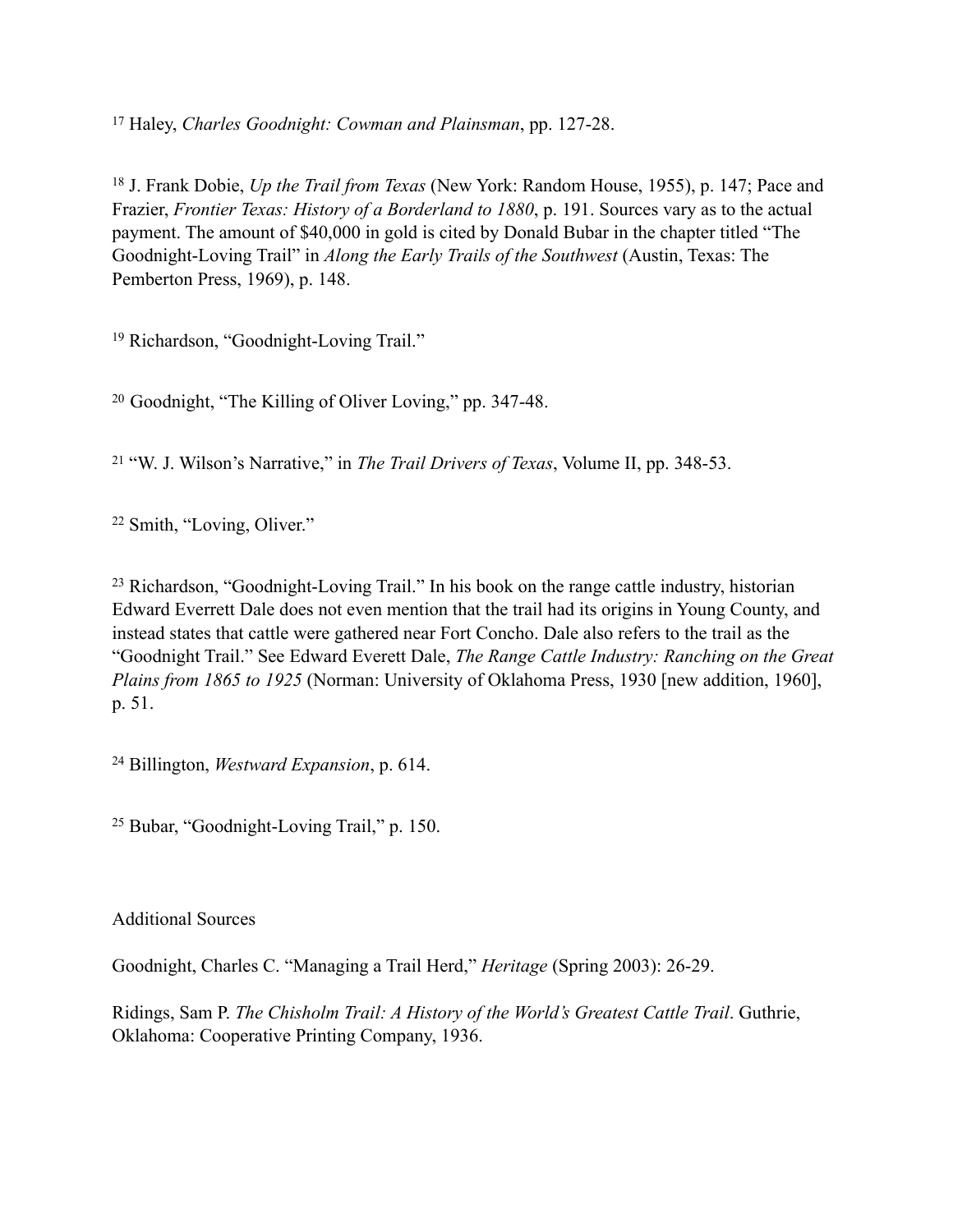[17] Haley, *Charles Goodnight: Cowman and Plainsman*, pp. 127-28.

[18] J. Frank Dobie, *Up the Trail from Texas* (New York: Random House, 1955), p. 147; Pace and Frazier, *Frontier Texas: History of a Borderland to 1880*, p. 191. Sources vary as to the actual payment. The amount of $40,000 in gold is cited by Donald Bubar in the chapter titled "The Goodnight-Loving Trail" in *Along the Early Trails of the Southwest* (Austin, Texas: The Pemberton Press, 1969), p. 148.

[19] Richardson, "Goodnight-Loving Trail."

[20] Goodnight, "The Killing of Oliver Loving," pp. 347-48.

[21] "W. J. Wilson's Narrative," in *The Trail Drivers of Texas*, Volume II, pp. 348-53.

[22] Smith, "Loving, Oliver."

[23] Richardson, "Goodnight-Loving Trail." In his book on the range cattle industry, historian Edward Everrett Dale does not even mention that the trail had its origins in Young County, and instead states that cattle were gathered near Fort Concho. Dale also refers to the trail as the "Goodnight Trail." See Edward Everett Dale, *The Range Cattle Industry: Ranching on the Great Plains from 1865 to 1925* (Norman: University of Oklahoma Press, 1930 [new addition, 1960], p. 51.

[24] Billington, *Westward Expansion*, p. 614.

[25] Bubar, "Goodnight-Loving Trail," p. 150.

Additional Sources

Goodnight, Charles C. "Managing a Trail Herd," *Heritage* (Spring 2003): 26-29.

Ridings, Sam P. *The Chisholm Trail: A History of the World's Greatest Cattle Trail*. Guthrie, Oklahoma: Cooperative Printing Company, 1936.